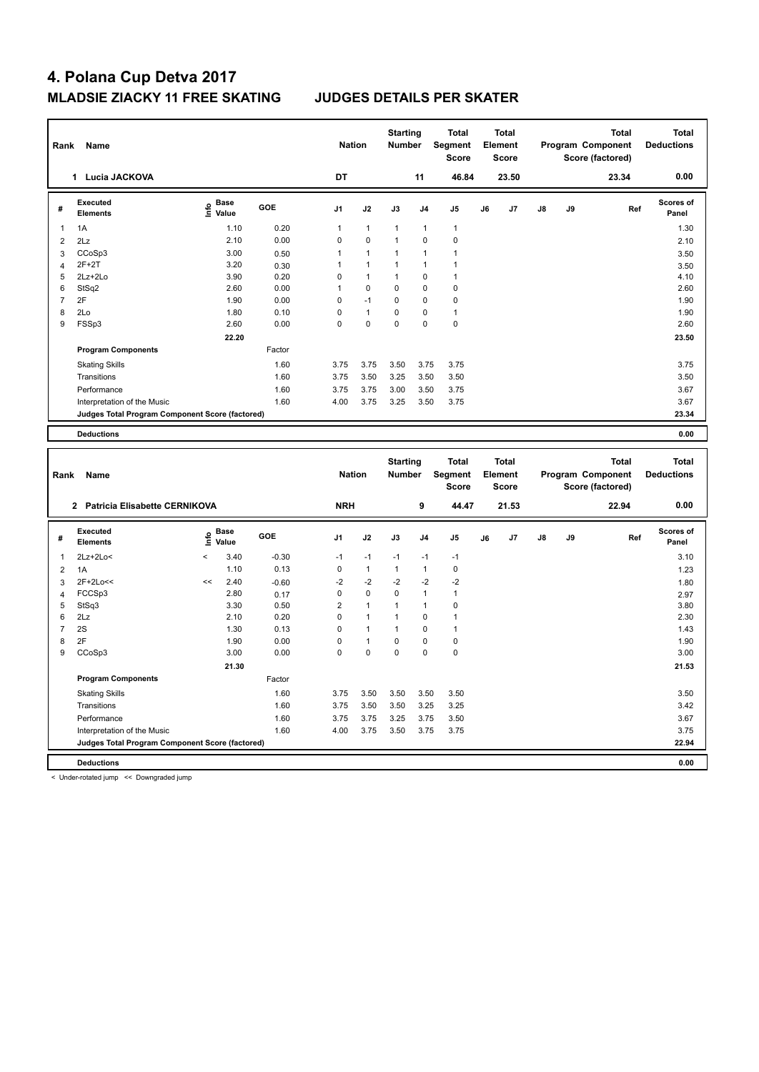# 4. Polana Cup Detva 2017

## MLADSIE ZIACKY 11 FREE SKATING JUDGES DETAILS PER SKATER

| Rank | Name | Nation | Starting Number | Total Segment Score | Total Element Score | Total Program Component Score (factored) | Total Deductions |
|---|---|---|---|---|---|---|---|
| 1 | Lucia JACKOVA | DT | 11 | 46.84 | 23.50 | 23.34 | 0.00 |

| # | Executed Elements | Info | Base Value | GOE | J1 | J2 | J3 | J4 | J5 | J6 | J7 | J8 | J9 | Ref | Scores of Panel |
|---|---|---|---|---|---|---|---|---|---|---|---|---|---|---|---|
| 1 | 1A | | 1.10 | 0.20 | 1 | 1 | 1 | 1 | 1 | | | | | | 1.30 |
| 2 | 2Lz | | 2.10 | 0.00 | 0 | 0 | 1 | 0 | 0 | | | | | | 2.10 |
| 3 | CCoSp3 | | 3.00 | 0.50 | 1 | 1 | 1 | 1 | 1 | | | | | | 3.50 |
| 4 | 2F+2T | | 3.20 | 0.30 | 1 | 1 | 1 | 1 | 1 | | | | | | 3.50 |
| 5 | 2Lz+2Lo | | 3.90 | 0.20 | 0 | 1 | 1 | 0 | 1 | | | | | | 4.10 |
| 6 | StSq2 | | 2.60 | 0.00 | 1 | 0 | 0 | 0 | 0 | | | | | | 2.60 |
| 7 | 2F | | 1.90 | 0.00 | 0 | -1 | 0 | 0 | 0 | | | | | | 1.90 |
| 8 | 2Lo | | 1.80 | 0.10 | 0 | 1 | 0 | 0 | 1 | | | | | | 1.90 |
| 9 | FSSp3 | | 2.60 | 0.00 | 0 | 0 | 0 | 0 | 0 | | | | | | 2.60 |
| | | | 22.20 | | | | | | | | | | | | 23.50 |
| | **Program Components** | | | Factor | | | | | | | | | | | |
| | Skating Skills | | | 1.60 | 3.75 | 3.75 | 3.50 | 3.75 | 3.75 | | | | | | 3.75 |
| | Transitions | | | 1.60 | 3.75 | 3.50 | 3.25 | 3.50 | 3.50 | | | | | | 3.50 |
| | Performance | | | 1.60 | 3.75 | 3.75 | 3.00 | 3.50 | 3.75 | | | | | | 3.67 |
| | Interpretation of the Music | | | 1.60 | 4.00 | 3.75 | 3.25 | 3.50 | 3.75 | | | | | | 3.67 |
| | **Judges Total Program Component Score (factored)** | | | | | | | | | | | | | | 23.34 |
| | **Deductions** | | | | | | | | | | | | | | 0.00 |

| Rank | Name | Nation | Starting Number | Total Segment Score | Total Element Score | Total Program Component Score (factored) | Total Deductions |
|---|---|---|---|---|---|---|---|
| 2 | Patricia Elisabette CERNIKOVA | NRH | 9 | 44.47 | 21.53 | 22.94 | 0.00 |

| # | Executed Elements | Info | Base Value | GOE | J1 | J2 | J3 | J4 | J5 | J6 | J7 | J8 | J9 | Ref | Scores of Panel |
|---|---|---|---|---|---|---|---|---|---|---|---|---|---|---|---|
| 1 | 2Lz+2Lo< | < | 3.40 | -0.30 | -1 | -1 | -1 | -1 | -1 | | | | | | 3.10 |
| 2 | 1A | | 1.10 | 0.13 | 0 | 1 | 1 | 1 | 0 | | | | | | 1.23 |
| 3 | 2F+2Lo<< | << | 2.40 | -0.60 | -2 | -2 | -2 | -2 | -2 | | | | | | 1.80 |
| 4 | FCCSp3 | | 2.80 | 0.17 | 0 | 0 | 0 | 1 | 1 | | | | | | 2.97 |
| 5 | StSq3 | | 3.30 | 0.50 | 2 | 1 | 1 | 1 | 0 | | | | | | 3.80 |
| 6 | 2Lz | | 2.10 | 0.20 | 0 | 1 | 1 | 0 | 1 | | | | | | 2.30 |
| 7 | 2S | | 1.30 | 0.13 | 0 | 1 | 1 | 0 | 1 | | | | | | 1.43 |
| 8 | 2F | | 1.90 | 0.00 | 0 | 1 | 0 | 0 | 0 | | | | | | 1.90 |
| 9 | CCoSp3 | | 3.00 | 0.00 | 0 | 0 | 0 | 0 | 0 | | | | | | 3.00 |
| | | | 21.30 | | | | | | | | | | | | 21.53 |
| | **Program Components** | | | Factor | | | | | | | | | | | |
| | Skating Skills | | | 1.60 | 3.75 | 3.50 | 3.50 | 3.50 | 3.50 | | | | | | 3.50 |
| | Transitions | | | 1.60 | 3.75 | 3.50 | 3.50 | 3.25 | 3.25 | | | | | | 3.42 |
| | Performance | | | 1.60 | 3.75 | 3.75 | 3.25 | 3.75 | 3.50 | | | | | | 3.67 |
| | Interpretation of the Music | | | 1.60 | 4.00 | 3.75 | 3.50 | 3.75 | 3.75 | | | | | | 3.75 |
| | **Judges Total Program Component Score (factored)** | | | | | | | | | | | | | | 22.94 |
| | **Deductions** | | | | | | | | | | | | | | 0.00 |

< Under-rotated jump << Downgraded jump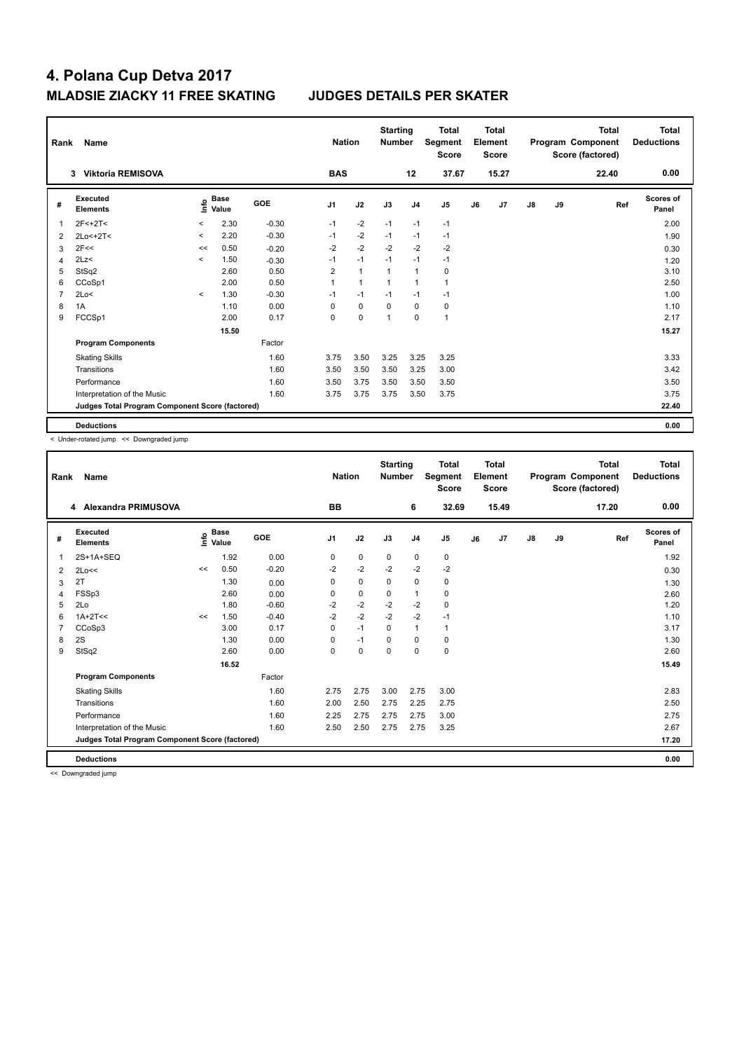# 4. Polana Cup Detva 2017

## MLADSIE ZIACKY 11 FREE SKATING JUDGES DETAILS PER SKATER

| Rank | Name | Nation | Starting Number | Total Segment Score | Total Element Score | Total Program Component Score (factored) | Total Deductions |
|---|---|---|---|---|---|---|---|
| 3 | Viktoria REMISOVA | BAS | 12 | 37.67 | 15.27 | 22.40 | 0.00 |

| # | Executed Elements | Info | Base Value | GOE | J1 | J2 | J3 | J4 | J5 | J6 | J7 | J8 | J9 | Ref | Scores of Panel |
|---|---|---|---|---|---|---|---|---|---|---|---|---|---|---|---|
| 1 | 2F<+2T< | < | 2.30 | -0.30 | -1 | -2 | -1 | -1 | -1 | | | | | | 2.00 |
| 2 | 2Lo<+2T< | < | 2.20 | -0.30 | -1 | -2 | -1 | -1 | -1 | | | | | | 1.90 |
| 3 | 2F<< | << | 0.50 | -0.20 | -2 | -2 | -2 | -2 | -2 | | | | | | 0.30 |
| 4 | 2Lz< | < | 1.50 | -0.30 | -1 | -1 | -1 | -1 | -1 | | | | | | 1.20 |
| 5 | StSq2 | | 2.60 | 0.50 | 2 | 1 | 1 | 1 | 0 | | | | | | 3.10 |
| 6 | CCoSp1 | | 2.00 | 0.50 | 1 | 1 | 1 | 1 | 1 | | | | | | 2.50 |
| 7 | 2Lo< | < | 1.30 | -0.30 | -1 | -1 | -1 | -1 | -1 | | | | | | 1.00 |
| 8 | 1A | | 1.10 | 0.00 | 0 | 0 | 0 | 0 | 0 | | | | | | 1.10 |
| 9 | FCCSp1 | | 2.00 | 0.17 | 0 | 0 | 1 | 0 | 1 | | | | | | 2.17 |
| | | | 15.50 | | | | | | | | | | | | 15.27 |
| | **Program Components** | | | Factor | | | | | | | | | | | |
| | Skating Skills | | | 1.60 | 3.75 | 3.50 | 3.25 | 3.25 | 3.25 | | | | | | 3.33 |
| | Transitions | | | 1.60 | 3.50 | 3.50 | 3.50 | 3.25 | 3.00 | | | | | | 3.42 |
| | Performance | | | 1.60 | 3.50 | 3.75 | 3.50 | 3.50 | 3.50 | | | | | | 3.50 |
| | Interpretation of the Music | | | 1.60 | 3.75 | 3.75 | 3.75 | 3.50 | 3.75 | | | | | | 3.75 |
| | **Judges Total Program Component Score (factored)** | | | | | | | | | | | | | | 22.40 |
| | **Deductions** | | | | | | | | | | | | | | 0.00 |

< Under-rotated jump << Downgraded jump

| Rank | Name | Nation | Starting Number | Total Segment Score | Total Element Score | Total Program Component Score (factored) | Total Deductions |
|---|---|---|---|---|---|---|---|
| 4 | Alexandra PRIMUSOVA | BB | 6 | 32.69 | 15.49 | 17.20 | 0.00 |

| # | Executed Elements | Info | Base Value | GOE | J1 | J2 | J3 | J4 | J5 | J6 | J7 | J8 | J9 | Ref | Scores of Panel |
|---|---|---|---|---|---|---|---|---|---|---|---|---|---|---|---|
| 1 | 2S+1A+SEQ | | 1.92 | 0.00 | 0 | 0 | 0 | 0 | 0 | | | | | | 1.92 |
| 2 | 2Lo<< | << | 0.50 | -0.20 | -2 | -2 | -2 | -2 | -2 | | | | | | 0.30 |
| 3 | 2T | | 1.30 | 0.00 | 0 | 0 | 0 | 0 | 0 | | | | | | 1.30 |
| 4 | FSSp3 | | 2.60 | 0.00 | 0 | 0 | 0 | 1 | 0 | | | | | | 2.60 |
| 5 | 2Lo | | 1.80 | -0.60 | -2 | -2 | -2 | -2 | 0 | | | | | | 1.20 |
| 6 | 1A+2T<< | << | 1.50 | -0.40 | -2 | -2 | -2 | -2 | -1 | | | | | | 1.10 |
| 7 | CCoSp3 | | 3.00 | 0.17 | 0 | -1 | 0 | 1 | 1 | | | | | | 3.17 |
| 8 | 2S | | 1.30 | 0.00 | 0 | -1 | 0 | 0 | 0 | | | | | | 1.30 |
| 9 | StSq2 | | 2.60 | 0.00 | 0 | 0 | 0 | 0 | 0 | | | | | | 2.60 |
| | | | 16.52 | | | | | | | | | | | | 15.49 |
| | **Program Components** | | | Factor | | | | | | | | | | | |
| | Skating Skills | | | 1.60 | 2.75 | 2.75 | 3.00 | 2.75 | 3.00 | | | | | | 2.83 |
| | Transitions | | | 1.60 | 2.00 | 2.50 | 2.75 | 2.25 | 2.75 | | | | | | 2.50 |
| | Performance | | | 1.60 | 2.25 | 2.75 | 2.75 | 2.75 | 3.00 | | | | | | 2.75 |
| | Interpretation of the Music | | | 1.60 | 2.50 | 2.50 | 2.75 | 2.75 | 3.25 | | | | | | 2.67 |
| | **Judges Total Program Component Score (factored)** | | | | | | | | | | | | | | 17.20 |
| | **Deductions** | | | | | | | | | | | | | | 0.00 |

<< Downgraded jump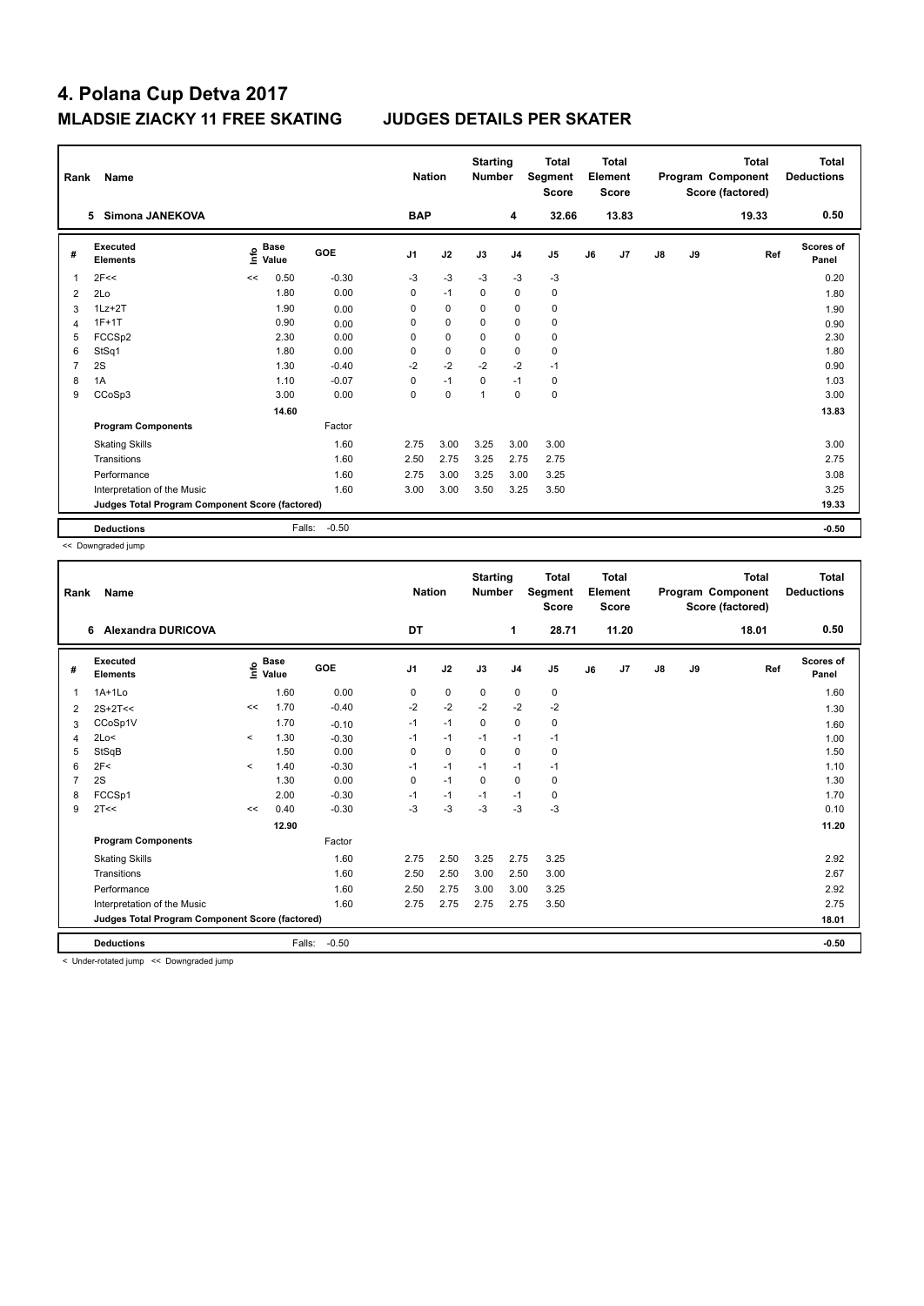# 4. Polana Cup Detva 2017

## MLADSIE ZIACKY 11 FREE SKATING JUDGES DETAILS PER SKATER

| Rank | Name | Nation | Starting Number | Total Segment Score | Total Element Score | Total Program Component Score (factored) | Total Deductions |
|---|---|---|---|---|---|---|---|
| 5 | Simona JANEKOVA | BAP | 4 | 32.66 | 13.83 | 19.33 | 0.50 |

| # | Executed Elements | Info | Base Value | GOE | J1 | J2 | J3 | J4 | J5 | J6 | J7 | J8 | J9 | Ref | Scores of Panel |
|---|---|---|---|---|---|---|---|---|---|---|---|---|---|---|---|
| 1 | 2F<< | << | 0.50 | -0.30 | -3 | -3 | -3 | -3 | -3 | | | | | | 0.20 |
| 2 | 2Lo | | 1.80 | 0.00 | 0 | -1 | 0 | 0 | 0 | | | | | | 1.80 |
| 3 | 1Lz+2T | | 1.90 | 0.00 | 0 | 0 | 0 | 0 | 0 | | | | | | 1.90 |
| 4 | 1F+1T | | 0.90 | 0.00 | 0 | 0 | 0 | 0 | 0 | | | | | | 0.90 |
| 5 | FCCSp2 | | 2.30 | 0.00 | 0 | 0 | 0 | 0 | 0 | | | | | | 2.30 |
| 6 | StSq1 | | 1.80 | 0.00 | 0 | 0 | 0 | 0 | 0 | | | | | | 1.80 |
| 7 | 2S | | 1.30 | -0.40 | -2 | -2 | -2 | -2 | -1 | | | | | | 0.90 |
| 8 | 1A | | 1.10 | -0.07 | 0 | -1 | 0 | -1 | 0 | | | | | | 1.03 |
| 9 | CCoSp3 | | 3.00 | 0.00 | 0 | 0 | 1 | 0 | 0 | | | | | | 3.00 |
| | | | 14.60 | | | | | | | | | | | | 13.83 |
| | **Program Components** | | | Factor | | | | | | | | | | | |
| | Skating Skills | | | 1.60 | 2.75 | 3.00 | 3.25 | 3.00 | 3.00 | | | | | | 3.00 |
| | Transitions | | | 1.60 | 2.50 | 2.75 | 3.25 | 2.75 | 2.75 | | | | | | 2.75 |
| | Performance | | | 1.60 | 2.75 | 3.00 | 3.25 | 3.00 | 3.25 | | | | | | 3.08 |
| | Interpretation of the Music | | | 1.60 | 3.00 | 3.00 | 3.50 | 3.25 | 3.50 | | | | | | 3.25 |
| | **Judges Total Program Component Score (factored)** | | | | | | | | | | | | | | 19.33 |
| | **Deductions** | | Falls: | -0.50 | | | | | | | | | | | -0.50 |

<< Downgraded jump

| Rank | Name | Nation | Starting Number | Total Segment Score | Total Element Score | Total Program Component Score (factored) | Total Deductions |
|---|---|---|---|---|---|---|---|
| 6 | Alexandra DURICOVA | DT | 1 | 28.71 | 11.20 | 18.01 | 0.50 |

| # | Executed Elements | Info | Base Value | GOE | J1 | J2 | J3 | J4 | J5 | J6 | J7 | J8 | J9 | Ref | Scores of Panel |
|---|---|---|---|---|---|---|---|---|---|---|---|---|---|---|---|
| 1 | 1A+1Lo | | 1.60 | 0.00 | 0 | 0 | 0 | 0 | 0 | | | | | | 1.60 |
| 2 | 2S+2T<< | << | 1.70 | -0.40 | -2 | -2 | -2 | -2 | -2 | | | | | | 1.30 |
| 3 | CCoSp1V | | 1.70 | -0.10 | -1 | -1 | 0 | 0 | 0 | | | | | | 1.60 |
| 4 | 2Lo< | < | 1.30 | -0.30 | -1 | -1 | -1 | -1 | -1 | | | | | | 1.00 |
| 5 | StSqB | | 1.50 | 0.00 | 0 | 0 | 0 | 0 | 0 | | | | | | 1.50 |
| 6 | 2F< | < | 1.40 | -0.30 | -1 | -1 | -1 | -1 | -1 | | | | | | 1.10 |
| 7 | 2S | | 1.30 | 0.00 | 0 | -1 | 0 | 0 | 0 | | | | | | 1.30 |
| 8 | FCCSp1 | | 2.00 | -0.30 | -1 | -1 | -1 | -1 | 0 | | | | | | 1.70 |
| 9 | 2T<< | << | 0.40 | -0.30 | -3 | -3 | -3 | -3 | -3 | | | | | | 0.10 |
| | | | 12.90 | | | | | | | | | | | | 11.20 |
| | **Program Components** | | | Factor | | | | | | | | | | | |
| | Skating Skills | | | 1.60 | 2.75 | 2.50 | 3.25 | 2.75 | 3.25 | | | | | | 2.92 |
| | Transitions | | | 1.60 | 2.50 | 2.50 | 3.00 | 2.50 | 3.00 | | | | | | 2.67 |
| | Performance | | | 1.60 | 2.50 | 2.75 | 3.00 | 3.00 | 3.25 | | | | | | 2.92 |
| | Interpretation of the Music | | | 1.60 | 2.75 | 2.75 | 2.75 | 2.75 | 3.50 | | | | | | 2.75 |
| | **Judges Total Program Component Score (factored)** | | | | | | | | | | | | | | 18.01 |
| | **Deductions** | | Falls: | -0.50 | | | | | | | | | | | -0.50 |

< Under-rotated jump << Downgraded jump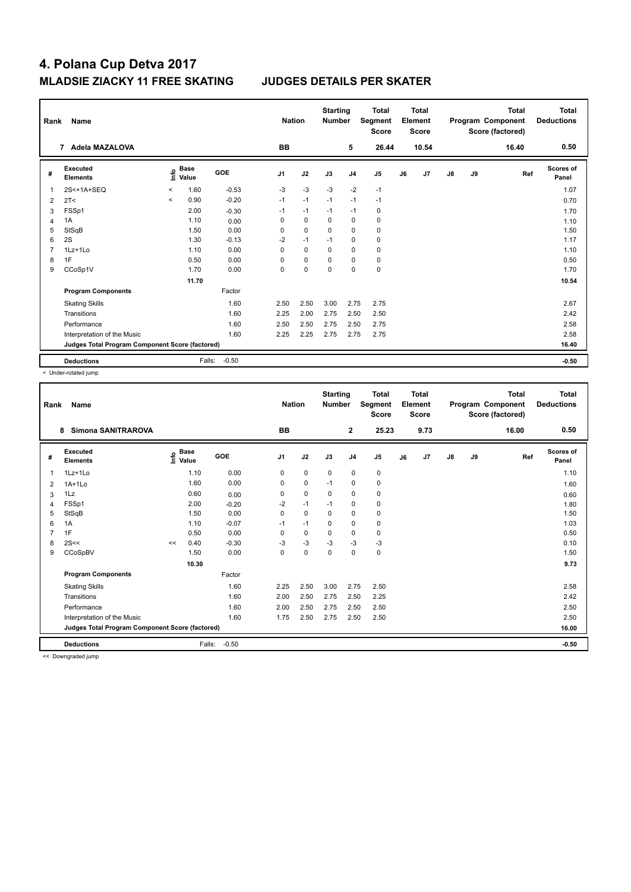# 4. Polana Cup Detva 2017

## MLADSIE ZIACKY 11 FREE SKATING JUDGES DETAILS PER SKATER

| Rank | Name | Nation | Starting Number | Total Segment Score | Total Element Score | Total Program Component Score (factored) | Total Deductions |
|---|---|---|---|---|---|---|---|
| 7 | Adela MAZALOVA | BB | 5 | 26.44 | 10.54 | 16.40 | 0.50 |

| # | Executed Elements | Info | Base Value | GOE | J1 | J2 | J3 | J4 | J5 | J6 | J7 | J8 | J9 | Ref | Scores of Panel |
|---|---|---|---|---|---|---|---|---|---|---|---|---|---|---|---|
| 1 | 2S<+1A+SEQ | < | 1.60 | -0.53 | -3 | -3 | -3 | -2 | -1 | | | | | | 1.07 |
| 2 | 2T< | < | 0.90 | -0.20 | -1 | -1 | -1 | -1 | -1 | | | | | | 0.70 |
| 3 | FSSp1 | | 2.00 | -0.30 | -1 | -1 | -1 | -1 | 0 | | | | | | 1.70 |
| 4 | 1A | | 1.10 | 0.00 | 0 | 0 | 0 | 0 | 0 | | | | | | 1.10 |
| 5 | StSqB | | 1.50 | 0.00 | 0 | 0 | 0 | 0 | 0 | | | | | | 1.50 |
| 6 | 2S | | 1.30 | -0.13 | -2 | -1 | -1 | 0 | 0 | | | | | | 1.17 |
| 7 | 1Lz+1Lo | | 1.10 | 0.00 | 0 | 0 | 0 | 0 | 0 | | | | | | 1.10 |
| 8 | 1F | | 0.50 | 0.00 | 0 | 0 | 0 | 0 | 0 | | | | | | 0.50 |
| 9 | CCoSp1V | | 1.70 | 0.00 | 0 | 0 | 0 | 0 | 0 | | | | | | 1.70 |
| | | | 11.70 | | | | | | | | | | | | 10.54 |
| | **Program Components** | | | Factor | | | | | | | | | | | |
| | Skating Skills | | | 1.60 | 2.50 | 2.50 | 3.00 | 2.75 | 2.75 | | | | | | 2.67 |
| | Transitions | | | 1.60 | 2.25 | 2.00 | 2.75 | 2.50 | 2.50 | | | | | | 2.42 |
| | Performance | | | 1.60 | 2.50 | 2.50 | 2.75 | 2.50 | 2.75 | | | | | | 2.58 |
| | Interpretation of the Music | | | 1.60 | 2.25 | 2.25 | 2.75 | 2.75 | 2.75 | | | | | | 2.58 |
| | **Judges Total Program Component Score (factored)** | | | | | | | | | | | | | | 16.40 |
| | **Deductions** | | Falls: | -0.50 | | | | | | | | | | | -0.50 |

< Under-rotated jump

| Rank | Name | Nation | Starting Number | Total Segment Score | Total Element Score | Total Program Component Score (factored) | Total Deductions |
|---|---|---|---|---|---|---|---|
| 8 | Simona SANITRAROVA | BB | 2 | 25.23 | 9.73 | 16.00 | 0.50 |

| # | Executed Elements | Info | Base Value | GOE | J1 | J2 | J3 | J4 | J5 | J6 | J7 | J8 | J9 | Ref | Scores of Panel |
|---|---|---|---|---|---|---|---|---|---|---|---|---|---|---|---|
| 1 | 1Lz+1Lo | | 1.10 | 0.00 | 0 | 0 | 0 | 0 | 0 | | | | | | 1.10 |
| 2 | 1A+1Lo | | 1.60 | 0.00 | 0 | 0 | -1 | 0 | 0 | | | | | | 1.60 |
| 3 | 1Lz | | 0.60 | 0.00 | 0 | 0 | 0 | 0 | 0 | | | | | | 0.60 |
| 4 | FSSp1 | | 2.00 | -0.20 | -2 | -1 | -1 | 0 | 0 | | | | | | 1.80 |
| 5 | StSqB | | 1.50 | 0.00 | 0 | 0 | 0 | 0 | 0 | | | | | | 1.50 |
| 6 | 1A | | 1.10 | -0.07 | -1 | -1 | 0 | 0 | 0 | | | | | | 1.03 |
| 7 | 1F | | 0.50 | 0.00 | 0 | 0 | 0 | 0 | 0 | | | | | | 0.50 |
| 8 | 2S<< | << | 0.40 | -0.30 | -3 | -3 | -3 | -3 | -3 | | | | | | 0.10 |
| 9 | CCoSpBV | | 1.50 | 0.00 | 0 | 0 | 0 | 0 | 0 | | | | | | 1.50 |
| | | | 10.30 | | | | | | | | | | | | 9.73 |
| | **Program Components** | | | Factor | | | | | | | | | | | |
| | Skating Skills | | | 1.60 | 2.25 | 2.50 | 3.00 | 2.75 | 2.50 | | | | | | 2.58 |
| | Transitions | | | 1.60 | 2.00 | 2.50 | 2.75 | 2.50 | 2.25 | | | | | | 2.42 |
| | Performance | | | 1.60 | 2.00 | 2.50 | 2.75 | 2.50 | 2.50 | | | | | | 2.50 |
| | Interpretation of the Music | | | 1.60 | 1.75 | 2.50 | 2.75 | 2.50 | 2.50 | | | | | | 2.50 |
| | **Judges Total Program Component Score (factored)** | | | | | | | | | | | | | | 16.00 |
| | **Deductions** | | Falls: | -0.50 | | | | | | | | | | | -0.50 |

<< Downgraded jump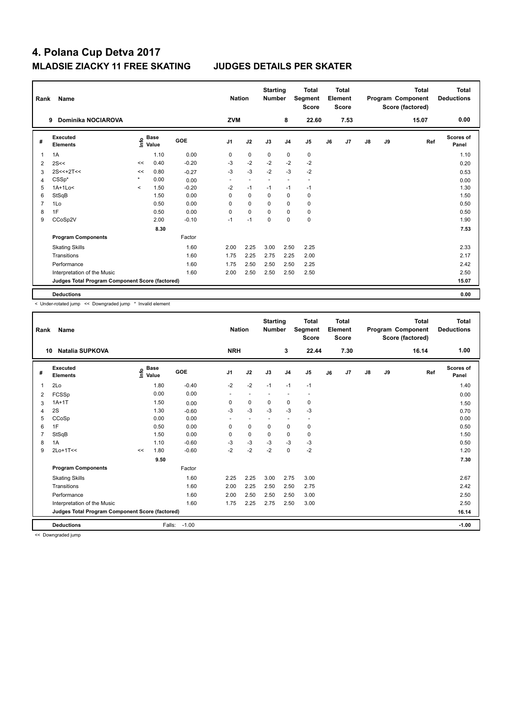# 4. Polana Cup Detva 2017

## MLADSIE ZIACKY 11 FREE SKATING JUDGES DETAILS PER SKATER

| Rank | Name | Nation | Starting Number | Total Segment Score | Total Element Score | Total Program Component Score (factored) | Total Deductions |
|---|---|---|---|---|---|---|---|
| 9 | Dominika NOCIAROVA | ZVM | 8 | 22.60 | 7.53 | 15.07 | 0.00 |

| # | Executed Elements | Info | Base Value | GOE | J1 | J2 | J3 | J4 | J5 | J6 | J7 | J8 | J9 | Ref | Scores of Panel |
|---|---|---|---|---|---|---|---|---|---|---|---|---|---|---|---|
| 1 | 1A | | 1.10 | 0.00 | 0 | 0 | 0 | 0 | 0 | | | | | | 1.10 |
| 2 | 2S<< | << | 0.40 | -0.20 | -3 | -2 | -2 | -2 | -2 | | | | | | 0.20 |
| 3 | 2S<<+2T<< | << | 0.80 | -0.27 | -3 | -3 | -2 | -3 | -2 | | | | | | 0.53 |
| 4 | CSSp* | * | 0.00 | 0.00 | - | - | - | - | - | | | | | | 0.00 |
| 5 | 1A+1Lo< | < | 1.50 | -0.20 | -2 | -1 | -1 | -1 | -1 | | | | | | 1.30 |
| 6 | StSqB | | 1.50 | 0.00 | 0 | 0 | 0 | 0 | 0 | | | | | | 1.50 |
| 7 | 1Lo | | 0.50 | 0.00 | 0 | 0 | 0 | 0 | 0 | | | | | | 0.50 |
| 8 | 1F | | 0.50 | 0.00 | 0 | 0 | 0 | 0 | 0 | | | | | | 0.50 |
| 9 | CCoSp2V | | 2.00 | -0.10 | -1 | -1 | 0 | 0 | 0 | | | | | | 1.90 |
| | | | 8.30 | | | | | | | | | | | | 7.53 |
| | **Program Components** | | | Factor | | | | | | | | | | | |
| | Skating Skills | | | 1.60 | 2.00 | 2.25 | 3.00 | 2.50 | 2.25 | | | | | | 2.33 |
| | Transitions | | | 1.60 | 1.75 | 2.25 | 2.75 | 2.25 | 2.00 | | | | | | 2.17 |
| | Performance | | | 1.60 | 1.75 | 2.50 | 2.50 | 2.50 | 2.25 | | | | | | 2.42 |
| | Interpretation of the Music | | | 1.60 | 2.00 | 2.50 | 2.50 | 2.50 | 2.50 | | | | | | 2.50 |
| | **Judges Total Program Component Score (factored)** | | | | | | | | | | | | | | 15.07 |
| | **Deductions** | | | | | | | | | | | | | | 0.00 |

< Under-rotated jump << Downgraded jump * Invalid element

| Rank | Name | Nation | Starting Number | Total Segment Score | Total Element Score | Total Program Component Score (factored) | Total Deductions |
|---|---|---|---|---|---|---|---|
| 10 | Natalia SUPKOVA | NRH | 3 | 22.44 | 7.30 | 16.14 | 1.00 |

| # | Executed Elements | Info | Base Value | GOE | J1 | J2 | J3 | J4 | J5 | J6 | J7 | J8 | J9 | Ref | Scores of Panel |
|---|---|---|---|---|---|---|---|---|---|---|---|---|---|---|---|
| 1 | 2Lo | | 1.80 | -0.40 | -2 | -2 | -1 | -1 | -1 | | | | | | 1.40 |
| 2 | FCSSp | | 0.00 | 0.00 | - | - | - | - | - | | | | | | 0.00 |
| 3 | 1A+1T | | 1.50 | 0.00 | 0 | 0 | 0 | 0 | 0 | | | | | | 1.50 |
| 4 | 2S | | 1.30 | -0.60 | -3 | -3 | -3 | -3 | -3 | | | | | | 0.70 |
| 5 | CCoSp | | 0.00 | 0.00 | - | - | - | - | - | | | | | | 0.00 |
| 6 | 1F | | 0.50 | 0.00 | 0 | 0 | 0 | 0 | 0 | | | | | | 0.50 |
| 7 | StSqB | | 1.50 | 0.00 | 0 | 0 | 0 | 0 | 0 | | | | | | 1.50 |
| 8 | 1A | | 1.10 | -0.60 | -3 | -3 | -3 | -3 | -3 | | | | | | 0.50 |
| 9 | 2Lo+1T<< | << | 1.80 | -0.60 | -2 | -2 | -2 | 0 | -2 | | | | | | 1.20 |
| | | | 9.50 | | | | | | | | | | | | 7.30 |
| | **Program Components** | | | Factor | | | | | | | | | | | |
| | Skating Skills | | | 1.60 | 2.25 | 2.25 | 3.00 | 2.75 | 3.00 | | | | | | 2.67 |
| | Transitions | | | 1.60 | 2.00 | 2.25 | 2.50 | 2.50 | 2.75 | | | | | | 2.42 |
| | Performance | | | 1.60 | 2.00 | 2.50 | 2.50 | 2.50 | 3.00 | | | | | | 2.50 |
| | Interpretation of the Music | | | 1.60 | 1.75 | 2.25 | 2.75 | 2.50 | 3.00 | | | | | | 2.50 |
| | **Judges Total Program Component Score (factored)** | | | | | | | | | | | | | | 16.14 |
| | **Deductions** | | Falls: | -1.00 | | | | | | | | | | | -1.00 |

<< Downgraded jump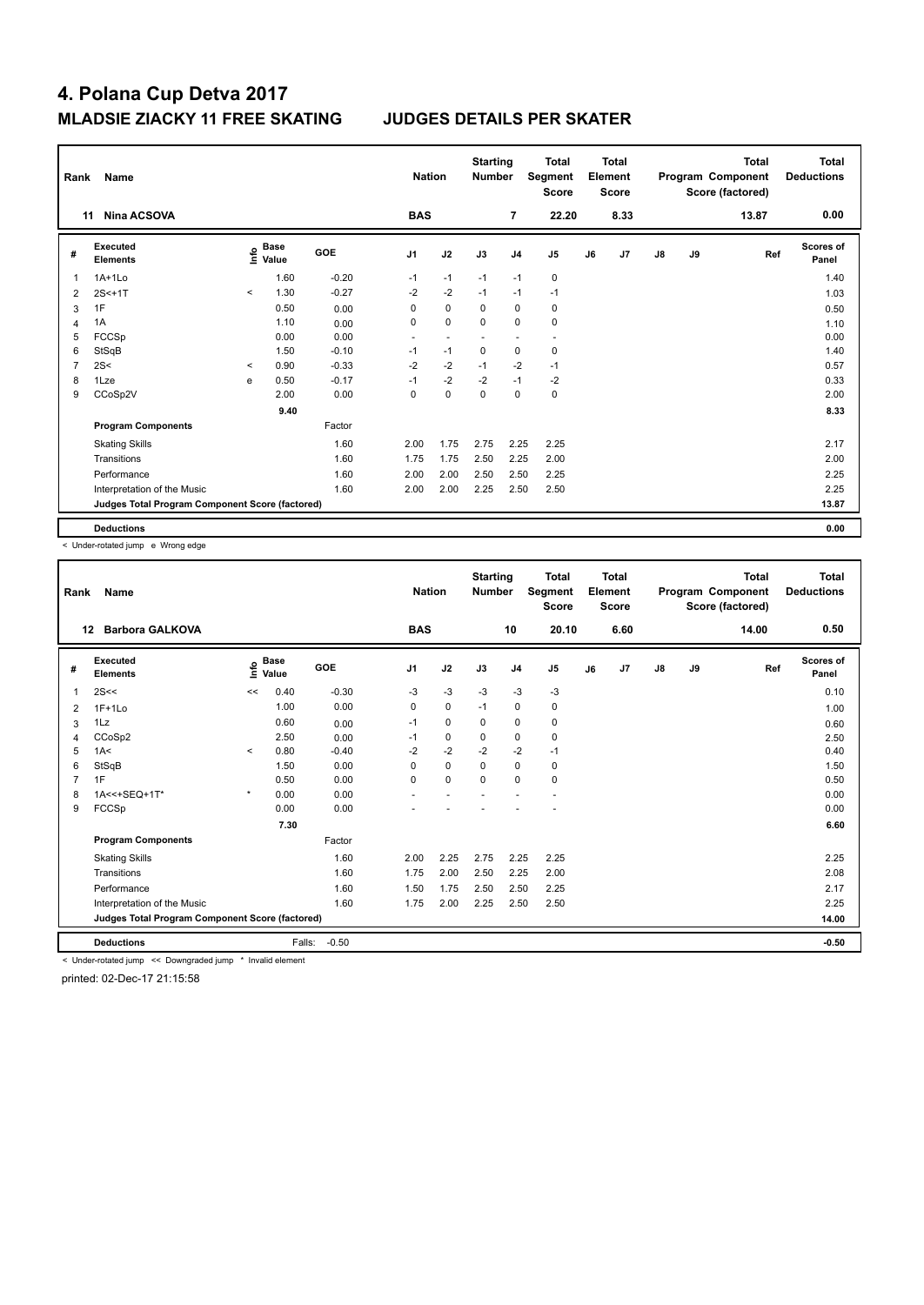# 4. Polana Cup Detva 2017

## MLADSIE ZIACKY 11 FREE SKATING JUDGES DETAILS PER SKATER

| Rank | Name | Nation | Starting Number | Total Segment Score | Total Element Score | Total Program Component Score (factored) | Total Deductions |
|---|---|---|---|---|---|---|---|
| 11 | Nina ACSOVA | BAS | 7 | 22.20 | 8.33 | 13.87 | 0.00 |

| # | Executed Elements | Info | Base Value | GOE | J1 | J2 | J3 | J4 | J5 | J6 | J7 | J8 | J9 | Ref | Scores of Panel |
|---|---|---|---|---|---|---|---|---|---|---|---|---|---|---|---|
| 1 | 1A+1Lo | | 1.60 | -0.20 | -1 | -1 | -1 | -1 | 0 | | | | | | 1.40 |
| 2 | 2S<+1T | < | 1.30 | -0.27 | -2 | -2 | -1 | -1 | -1 | | | | | | 1.03 |
| 3 | 1F | | 0.50 | 0.00 | 0 | 0 | 0 | 0 | 0 | | | | | | 0.50 |
| 4 | 1A | | 1.10 | 0.00 | 0 | 0 | 0 | 0 | 0 | | | | | | 1.10 |
| 5 | FCCSp | | 0.00 | 0.00 | - | - | - | - | - | | | | | | 0.00 |
| 6 | StSqB | | 1.50 | -0.10 | -1 | -1 | 0 | 0 | 0 | | | | | | 1.40 |
| 7 | 2S< | < | 0.90 | -0.33 | -2 | -2 | -1 | -2 | -1 | | | | | | 0.57 |
| 8 | 1Lze | e | 0.50 | -0.17 | -1 | -2 | -2 | -1 | -2 | | | | | | 0.33 |
| 9 | CCoSp2V | | 2.00 | 0.00 | 0 | 0 | 0 | 0 | 0 | | | | | | 2.00 |
| | | | 9.40 | | | | | | | | | | | | 8.33 |
| | **Program Components** | | | Factor | | | | | | | | | | | |
| | Skating Skills | | | 1.60 | 2.00 | 1.75 | 2.75 | 2.25 | 2.25 | | | | | | 2.17 |
| | Transitions | | | 1.60 | 1.75 | 1.75 | 2.50 | 2.25 | 2.00 | | | | | | 2.00 |
| | Performance | | | 1.60 | 2.00 | 2.00 | 2.50 | 2.50 | 2.25 | | | | | | 2.25 |
| | Interpretation of the Music | | | 1.60 | 2.00 | 2.00 | 2.25 | 2.50 | 2.50 | | | | | | 2.25 |
| | **Judges Total Program Component Score (factored)** | | | | | | | | | | | | | | 13.87 |
| | **Deductions** | | | | | | | | | | | | | | 0.00 |

< Under-rotated jump e Wrong edge

| Rank | Name | Nation | Starting Number | Total Segment Score | Total Element Score | Total Program Component Score (factored) | Total Deductions |
|---|---|---|---|---|---|---|---|
| 12 | Barbora GALKOVA | BAS | 10 | 20.10 | 6.60 | 14.00 | 0.50 |

| # | Executed Elements | Info | Base Value | GOE | J1 | J2 | J3 | J4 | J5 | J6 | J7 | J8 | J9 | Ref | Scores of Panel |
|---|---|---|---|---|---|---|---|---|---|---|---|---|---|---|---|
| 1 | 2S<< | << | 0.40 | -0.30 | -3 | -3 | -3 | -3 | -3 | | | | | | 0.10 |
| 2 | 1F+1Lo | | 1.00 | 0.00 | 0 | 0 | -1 | 0 | 0 | | | | | | 1.00 |
| 3 | 1Lz | | 0.60 | 0.00 | -1 | 0 | 0 | 0 | 0 | | | | | | 0.60 |
| 4 | CCoSp2 | | 2.50 | 0.00 | -1 | 0 | 0 | 0 | 0 | | | | | | 2.50 |
| 5 | 1A< | < | 0.80 | -0.40 | -2 | -2 | -2 | -2 | -1 | | | | | | 0.40 |
| 6 | StSqB | | 1.50 | 0.00 | 0 | 0 | 0 | 0 | 0 | | | | | | 1.50 |
| 7 | 1F | | 0.50 | 0.00 | 0 | 0 | 0 | 0 | 0 | | | | | | 0.50 |
| 8 | 1A<<+SEQ+1T* | * | 0.00 | 0.00 | - | - | - | - | - | | | | | | 0.00 |
| 9 | FCCSp | | 0.00 | 0.00 | - | - | - | - | - | | | | | | 0.00 |
| | | | 7.30 | | | | | | | | | | | | 6.60 |
| | **Program Components** | | | Factor | | | | | | | | | | | |
| | Skating Skills | | | 1.60 | 2.00 | 2.25 | 2.75 | 2.25 | 2.25 | | | | | | 2.25 |
| | Transitions | | | 1.60 | 1.75 | 2.00 | 2.50 | 2.25 | 2.00 | | | | | | 2.08 |
| | Performance | | | 1.60 | 1.50 | 1.75 | 2.50 | 2.50 | 2.25 | | | | | | 2.17 |
| | Interpretation of the Music | | | 1.60 | 1.75 | 2.00 | 2.25 | 2.50 | 2.50 | | | | | | 2.25 |
| | **Judges Total Program Component Score (factored)** | | | | | | | | | | | | | | 14.00 |
| | **Deductions** | | | Falls: -0.50 | | | | | | | | | | | -0.50 |

< Under-rotated jump << Downgraded jump * Invalid element

printed: 02-Dec-17 21:15:58